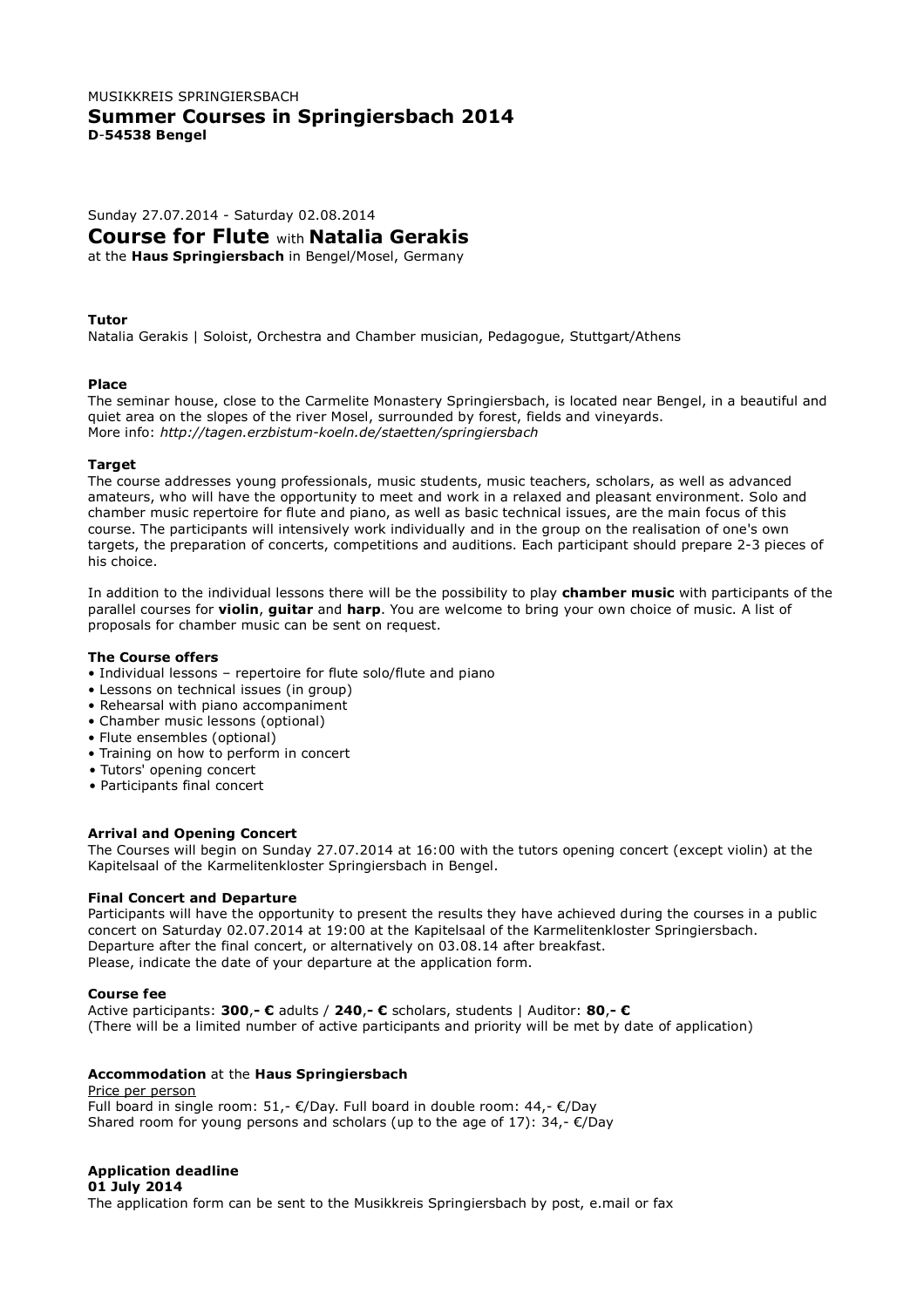MUSIKKREIS SPRINGIERSBACH

# Summer Courses in Springiersbach 2014

**D-54538 Bengel**

Sunday 27.07.2014 - Saturday 02.08.2014

## Course for Flute with Natalia Gerakis

at the **Haus Springiersbach** in Bengel/Mosel, Germany

**Tutor**

Natalia Gerakis | Soloist, Orchestra and Chamber musician, Pedagogue, Stuttgart/Athens

**Place**

The seminar house, close to the Carmelite Monastery Springiersbach, is located near Bengel, in a beautiful and quiet area on the slopes of the river Mosel, surrounded by forest, fields and vineyards.
More info: *http://tagen.erzbistum-koeln.de/staetten/springiersbach*

**Target**

The course addresses young professionals, music students, music teachers, scholars, as well as advanced amateurs, who will have the opportunity to meet and work in a relaxed and pleasant environment. Solo and chamber music repertoire for flute and piano, as well as basic technical issues, are the main focus of this course. The participants will intensively work individually and in the group on the realisation of one's own targets, the preparation of concerts, competitions and auditions. Each participant should prepare 2-3 pieces of his choice.

In addition to the individual lessons there will be the possibility to play **chamber music** with participants of the parallel courses for **violin**, **guitar** and **harp**. You are welcome to bring your own choice of music. A list of proposals for chamber music can be sent on request.

**The Course offers**

- Individual lessons – repertoire for flute solo/flute and piano
- Lessons on technical issues (in group)
- Rehearsal with piano accompaniment
- Chamber music lessons (optional)
- Flute ensembles (optional)
- Training on how to perform in concert
- Tutors' opening concert
- Participants final concert

**Arrival and Opening Concert**

The Courses will begin on Sunday 27.07.2014 at 16:00 with the tutors opening concert (except violin) at the Kapitelsaal of the Karmelitenkloster Springiersbach in Bengel.

**Final Concert and Departure**

Participants will have the opportunity to present the results they have achieved during the courses in a public concert on Saturday 02.07.2014 at 19:00 at the Kapitelsaal of the Karmelitenkloster Springiersbach.
Departure after the final concert, or alternatively on 03.08.14 after breakfast.
Please, indicate the date of your departure at the application form.

**Course fee**

Active participants: **300,- €** adults / **240,- €** scholars, students | Auditor: **80,- €**
(There will be a limited number of active participants and priority will be met by date of application)

**Accommodation** at the **Haus Springiersbach**

Price per person

Full board in single room: 51,- €/Day. Full board in double room: 44,- €/Day
Shared room for young persons and scholars (up to the age of 17): 34,- €/Day

**Application deadline**

**01 July 2014**

The application form can be sent to the Musikkreis Springiersbach by post, e.mail or fax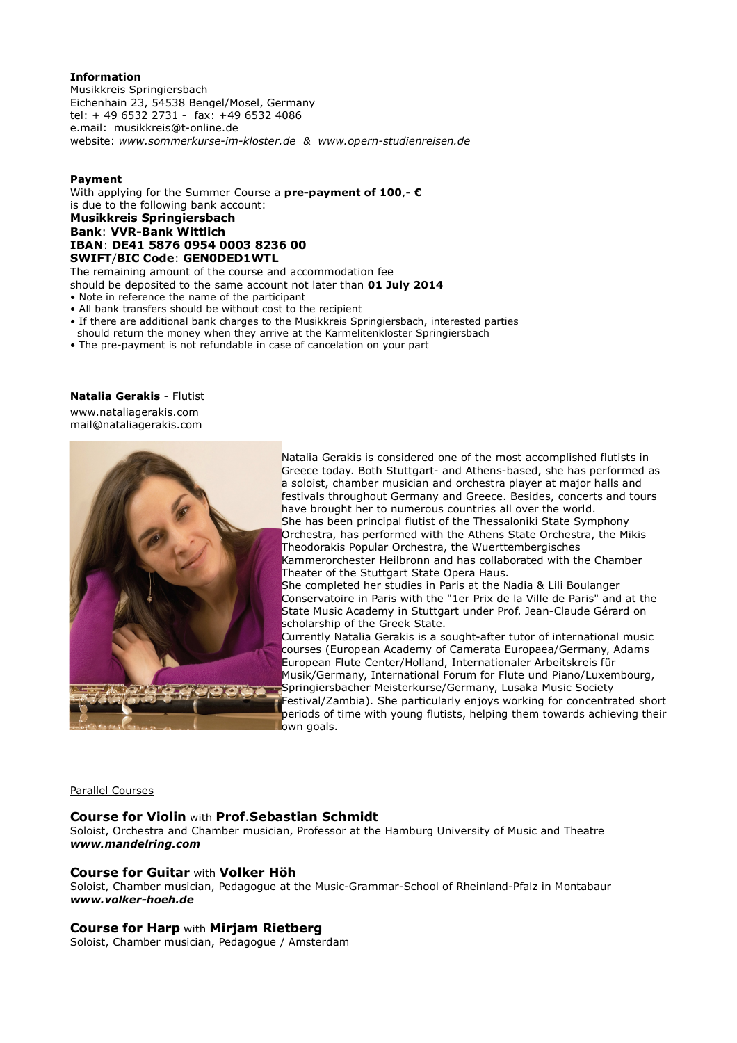**Information**
Musikkreis Springiersbach
Eichenhain 23, 54538 Bengel/Mosel, Germany
tel: + 49 6532 2731 - fax: +49 6532 4086
e.mail: musikkreis@t-online.de
website: *www.sommerkurse-im-kloster.de* & *www.opern-studienreisen.de*

**Payment**
With applying for the Summer Course a **pre-payment of 100,- €**
is due to the following bank account:
**Musikkreis Springiersbach**
**Bank**: **VVR-Bank Wittlich**
**IBAN**: **DE41 5876 0954 0003 8236 00**
**SWIFT/BIC Code**: **GEN0DED1WTL**
The remaining amount of the course and accommodation fee
should be deposited to the same account not later than **01 July 2014**

- Note in reference the name of the participant
- All bank transfers should be without cost to the recipient
- If there are additional bank charges to the Musikkreis Springiersbach, interested parties should return the money when they arrive at the Karmelitenkloster Springiersbach
- The pre-payment is not refundable in case of cancelation on your part

**Natalia Gerakis** - Flutist
www.nataliagerakis.com
mail@nataliagerakis.com

Natalia Gerakis is considered one of the most accomplished flutists in Greece today. Both Stuttgart- and Athens-based, she has performed as a soloist, chamber musician and orchestra player at major halls and festivals throughout Germany and Greece. Besides, concerts and tours have brought her to numerous countries all over the world.
She has been principal flutist of the Thessaloniki State Symphony Orchestra, has performed with the Athens State Orchestra, the Mikis Theodorakis Popular Orchestra, the Wuerttembergisches Kammerorchester Heilbronn and has collaborated with the Chamber Theater of the Stuttgart State Opera Haus.
She completed her studies in Paris at the Nadia & Lili Boulanger Conservatoire in Paris with the "1er Prix de la Ville de Paris" and at the State Music Academy in Stuttgart under Prof. Jean-Claude Gérard on scholarship of the Greek State.
Currently Natalia Gerakis is a sought-after tutor of international music courses (European Academy of Camerata Europaea/Germany, Adams European Flute Center/Holland, Internationaler Arbeitskreis für Musik/Germany, International Forum for Flute und Piano/Luxembourg, Springiersbacher Meisterkurse/Germany, Lusaka Music Society Festival/Zambia). She particularly enjoys working for concentrated short periods of time with young flutists, helping them towards achieving their own goals.

Parallel Courses

**Course for Violin** with **Prof.Sebastian Schmidt**
Soloist, Orchestra and Chamber musician, Professor at the Hamburg University of Music and Theatre
***www.mandelring.com***

**Course for Guitar** with **Volker Höh**
Soloist, Chamber musician, Pedagogue at the Music-Grammar-School of Rheinland-Pfalz in Montabaur
***www.volker-hoeh.de***

**Course for Harp** with **Mirjam Rietberg**
Soloist, Chamber musician, Pedagogue / Amsterdam